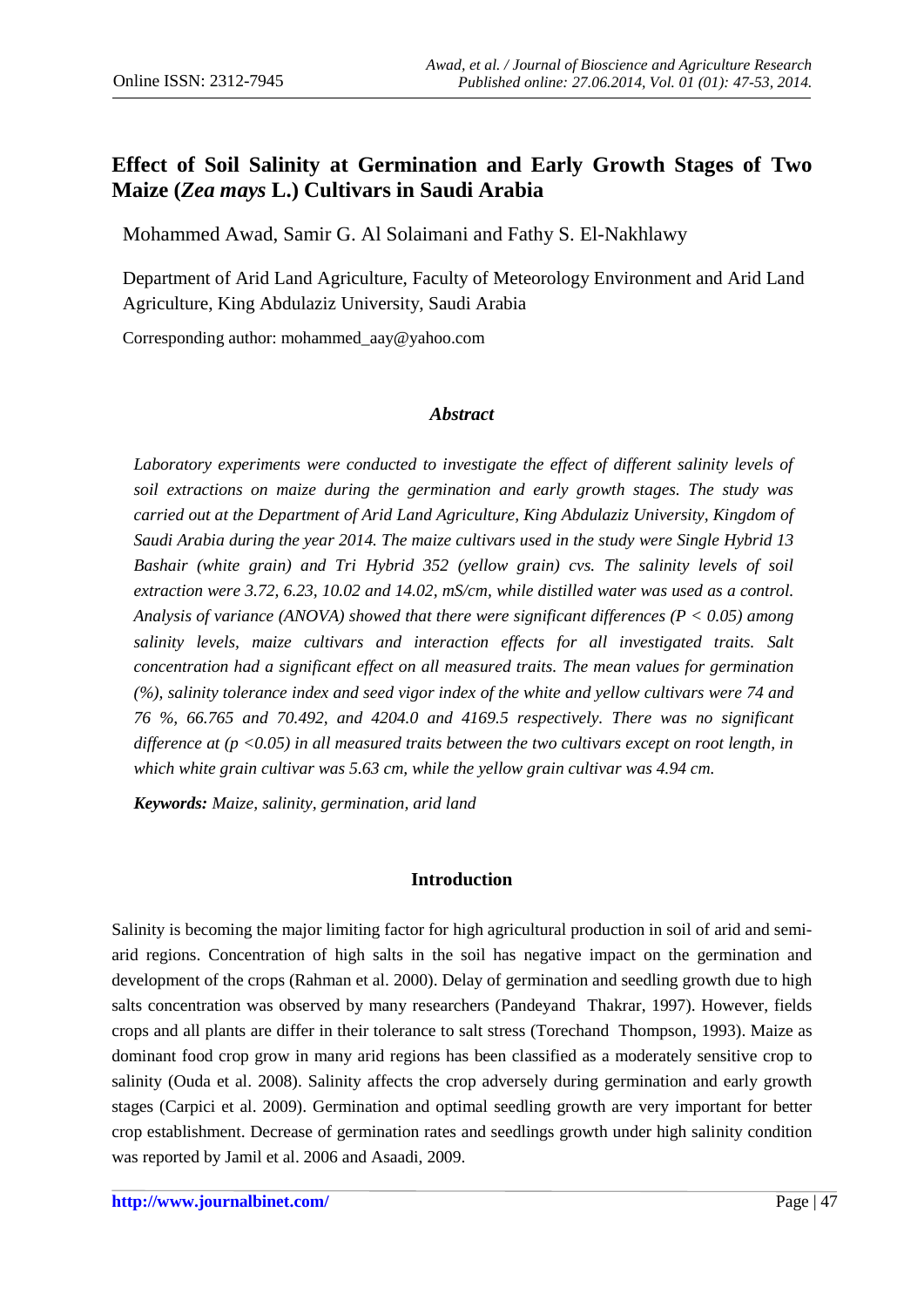# Effect of Soil Salinity at Germination and Early Growth Stages of Two Maize (*Zea mays* L.) Cultivars in Saudi Arabia

Mohammed Awad, Samir G. Al Solaimani and Fathy S. El-Nakhlawy

Department of Arid Land Agriculture, Faculty of Meteorology Environment and Arid Land Agriculture, King Abdulaziz University, Saudi Arabia

Corresponding author: mohammed_aay@yahoo.com

## *Abstract*

*Laboratory experiments were conducted to investigate the effect of different salinity levels of soil extractions on maize during the germination and early growth stages. The study was carried out at the Department of Arid Land Agriculture, King Abdulaziz University, Kingdom of Saudi Arabia during the year 2014. The maize cultivars used in the study were Single Hybrid 13 Bashair (white grain) and Tri Hybrid 352 (yellow grain) cvs. The salinity levels of soil extraction were 3.72, 6.23, 10.02 and 14.02, mS/cm, while distilled water was used as a control. Analysis of variance (ANOVA) showed that there were significant differences ($P < 0.05$) among salinity levels, maize cultivars and interaction effects for all investigated traits. Salt concentration had a significant effect on all measured traits. The mean values for germination (%), salinity tolerance index and seed vigor index of the white and yellow cultivars were 74 and 76 %, 66.765 and 70.492, and 4204.0 and 4169.5 respectively. There was no significant difference at ($p <0.05$) in all measured traits between the two cultivars except on root length, in which white grain cultivar was 5.63 cm, while the yellow grain cultivar was 4.94 cm.*

***Keywords:*** *Maize, salinity, germination, arid land*

## Introduction

Salinity is becoming the major limiting factor for high agricultural production in soil of arid and semi-arid regions. Concentration of high salts in the soil has negative impact on the germination and development of the crops (Rahman et al. 2000). Delay of germination and seedling growth due to high salts concentration was observed by many researchers (Pandeyand Thakrar, 1997). However, fields crops and all plants are differ in their tolerance to salt stress (Torechand Thompson, 1993). Maize as dominant food crop grow in many arid regions has been classified as a moderately sensitive crop to salinity (Ouda et al. 2008). Salinity affects the crop adversely during germination and early growth stages (Carpici et al. 2009). Germination and optimal seedling growth are very important for better crop establishment. Decrease of germination rates and seedlings growth under high salinity condition was reported by Jamil et al. 2006 and Asaadi, 2009.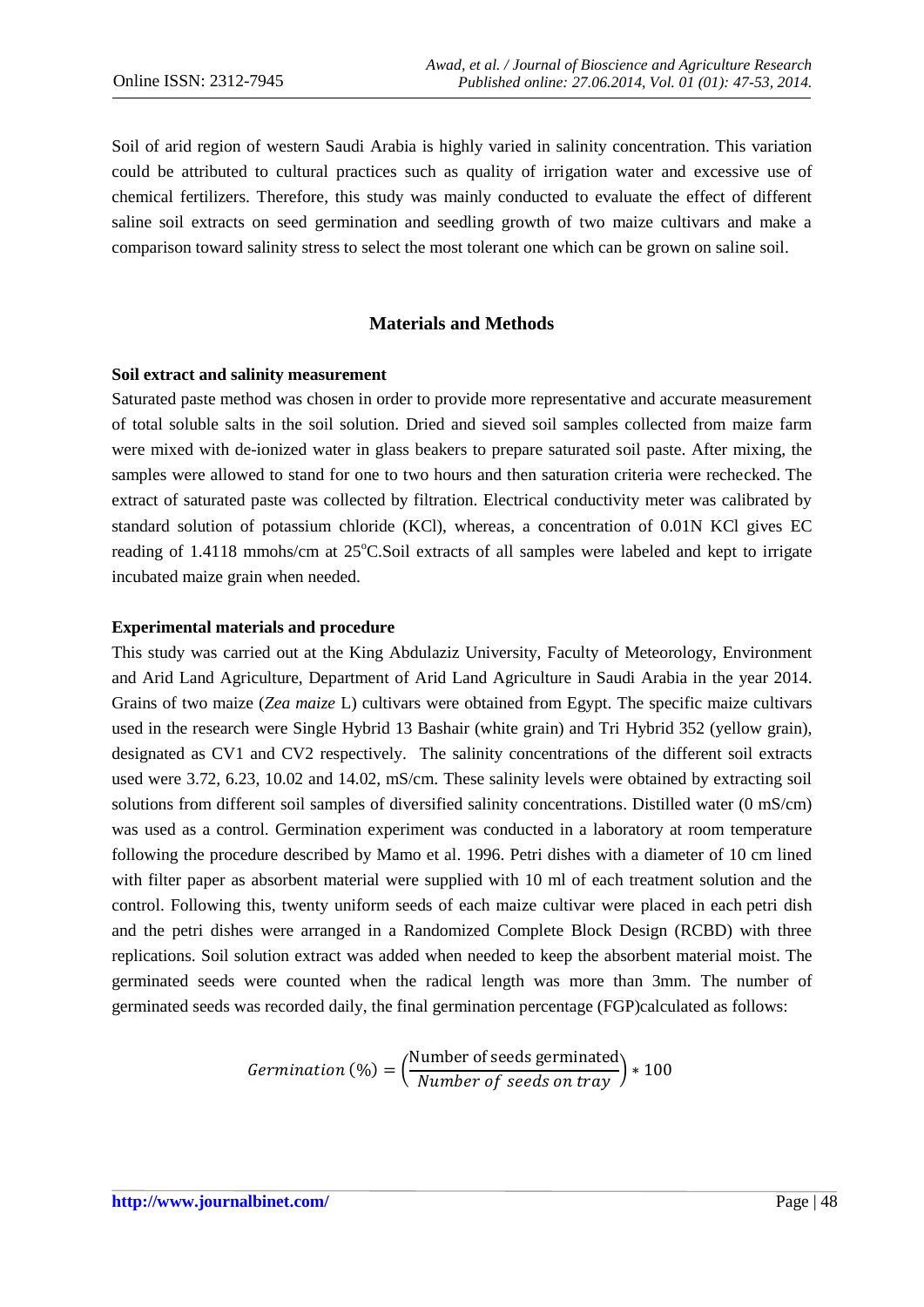Soil of arid region of western Saudi Arabia is highly varied in salinity concentration. This variation could be attributed to cultural practices such as quality of irrigation water and excessive use of chemical fertilizers. Therefore, this study was mainly conducted to evaluate the effect of different saline soil extracts on seed germination and seedling growth of two maize cultivars and make a comparison toward salinity stress to select the most tolerant one which can be grown on saline soil.

## Materials and Methods

### Soil extract and salinity measurement

Saturated paste method was chosen in order to provide more representative and accurate measurement of total soluble salts in the soil solution. Dried and sieved soil samples collected from maize farm were mixed with de-ionized water in glass beakers to prepare saturated soil paste. After mixing, the samples were allowed to stand for one to two hours and then saturation criteria were rechecked. The extract of saturated paste was collected by filtration. Electrical conductivity meter was calibrated by standard solution of potassium chloride (KCl), whereas, a concentration of 0.01N KCl gives EC reading of 1.4118 mmohs/cm at 25°C.Soil extracts of all samples were labeled and kept to irrigate incubated maize grain when needed.

### Experimental materials and procedure

This study was carried out at the King Abdulaziz University, Faculty of Meteorology, Environment and Arid Land Agriculture, Department of Arid Land Agriculture in Saudi Arabia in the year 2014. Grains of two maize (*Zea maize* L) cultivars were obtained from Egypt. The specific maize cultivars used in the research were Single Hybrid 13 Bashair (white grain) and Tri Hybrid 352 (yellow grain), designated as CV1 and CV2 respectively. The salinity concentrations of the different soil extracts used were 3.72, 6.23, 10.02 and 14.02, mS/cm. These salinity levels were obtained by extracting soil solutions from different soil samples of diversified salinity concentrations. Distilled water (0 mS/cm) was used as a control. Germination experiment was conducted in a laboratory at room temperature following the procedure described by Mamo et al. 1996. Petri dishes with a diameter of 10 cm lined with filter paper as absorbent material were supplied with 10 ml of each treatment solution and the control. Following this, twenty uniform seeds of each maize cultivar were placed in each petri dish and the petri dishes were arranged in a Randomized Complete Block Design (RCBD) with three replications. Soil solution extract was added when needed to keep the absorbent material moist. The germinated seeds were counted when the radical length was more than 3mm. The number of germinated seeds was recorded daily, the final germination percentage (FGP)calculated as follows:

$$Germination\ (\%) = \left(\frac{\text{Number of seeds germinated}}{Number\ of\ seeds\ on\ tray}\right) * 100$$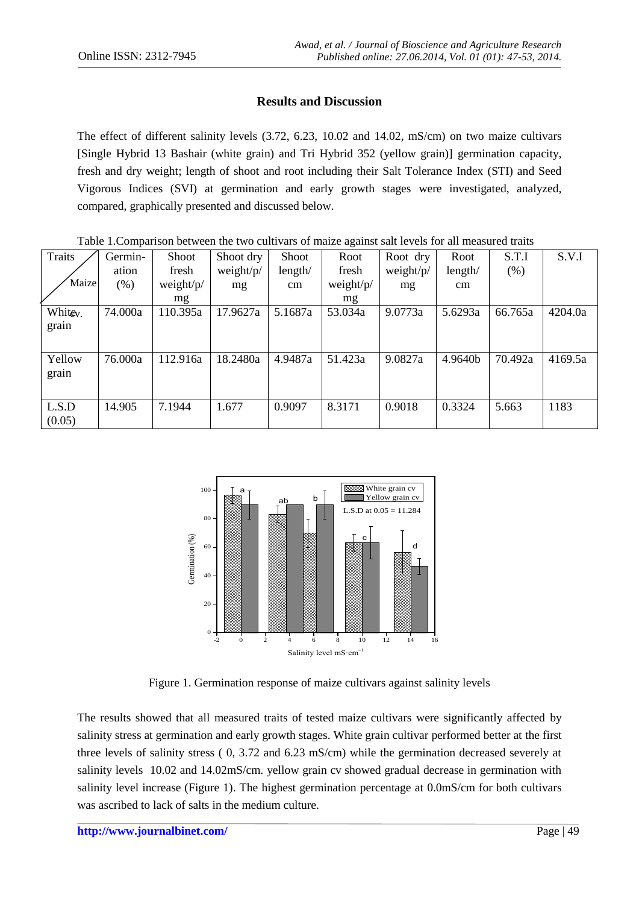## Results and Discussion

The effect of different salinity levels (3.72, 6.23, 10.02 and 14.02, mS/cm) on two maize cultivars [Single Hybrid 13 Bashair (white grain) and Tri Hybrid 352 (yellow grain)] germination capacity, fresh and dry weight; length of shoot and root including their Salt Tolerance Index (STI) and Seed Vigorous Indices (SVI) at germination and early growth stages were investigated, analyzed, compared, graphically presented and discussed below.

Table 1.Comparison between the two cultivars of maize against salt levels for all measured traits

| Traits / Maize cv. | Germination (%) | Shoot fresh weight/p/ mg | Shoot dry weight/p/ mg | Shoot length/ cm | Root fresh weight/p/ mg | Root dry weight/p/ mg | Root length/ cm | S.T.I (%) | S.V.I |
|---|---|---|---|---|---|---|---|---|---|
| White grain | 74.000a | 110.395a | 17.9627a | 5.1687a | 53.034a | 9.0773a | 5.6293a | 66.765a | 4204.0a |
| Yellow grain | 76.000a | 112.916a | 18.2480a | 4.9487a | 51.423a | 9.0827a | 4.9640b | 70.492a | 4169.5a |
| L.S.D (0.05) | 14.905 | 7.1944 | 1.677 | 0.9097 | 8.3171 | 0.9018 | 0.3324 | 5.663 | 1183 |

Figure 1. Germination response of maize cultivars against salinity levels

The results showed that all measured traits of tested maize cultivars were significantly affected by salinity stress at germination and early growth stages. White grain cultivar performed better at the first three levels of salinity stress ( 0, 3.72 and 6.23 mS/cm) while the germination decreased severely at salinity levels 10.02 and 14.02mS/cm. yellow grain cv showed gradual decrease in germination with salinity level increase (Figure 1). The highest germination percentage at 0.0mS/cm for both cultivars was ascribed to lack of salts in the medium culture.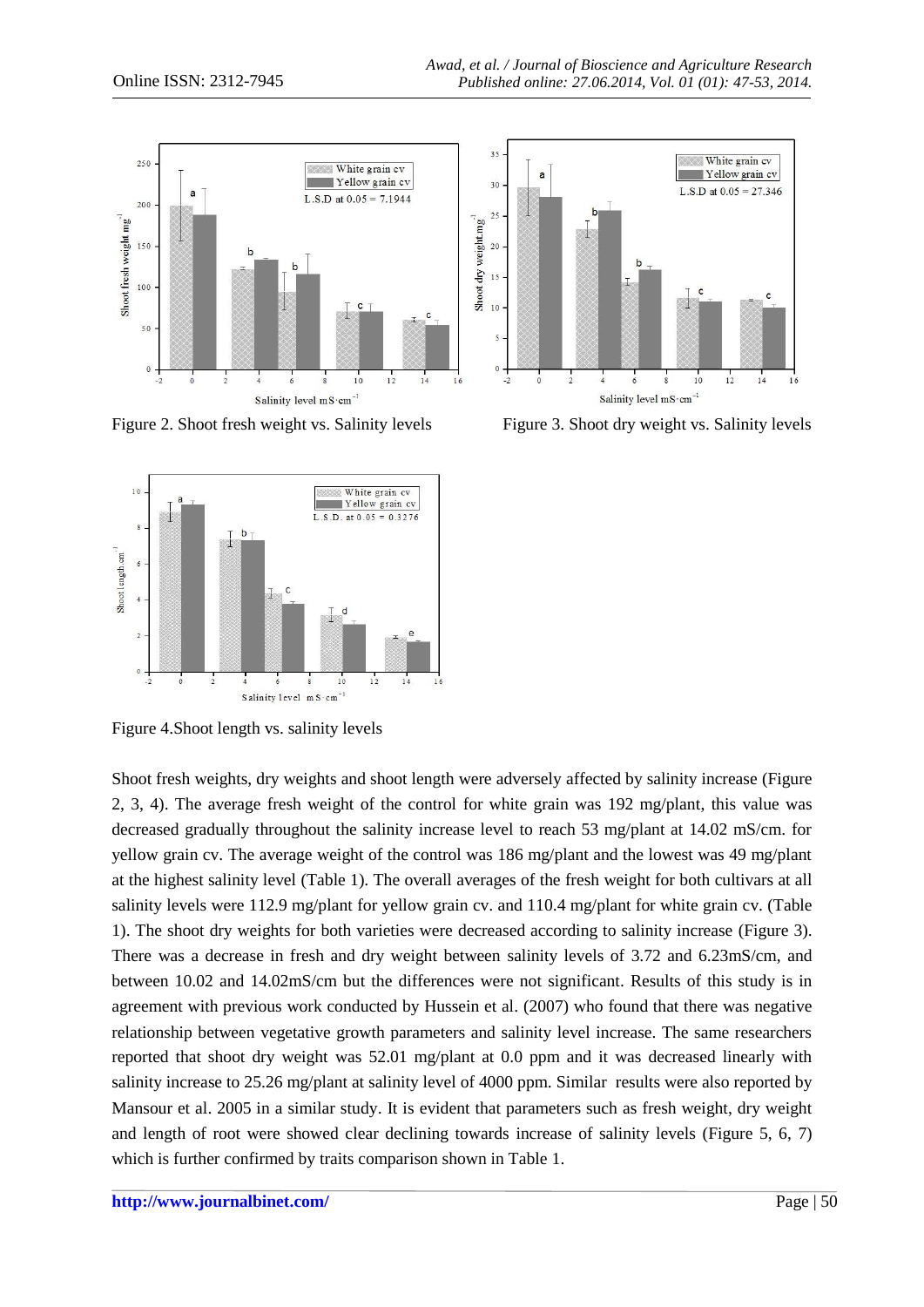Figure 2. Shoot fresh weight vs. Salinity levels

Figure 3. Shoot dry weight vs. Salinity levels

Figure 4.Shoot length vs. salinity levels

Shoot fresh weights, dry weights and shoot length were adversely affected by salinity increase (Figure 2, 3, 4). The average fresh weight of the control for white grain was 192 mg/plant, this value was decreased gradually throughout the salinity increase level to reach 53 mg/plant at 14.02 mS/cm. for yellow grain cv. The average weight of the control was 186 mg/plant and the lowest was 49 mg/plant at the highest salinity level (Table 1). The overall averages of the fresh weight for both cultivars at all salinity levels were 112.9 mg/plant for yellow grain cv. and 110.4 mg/plant for white grain cv. (Table 1). The shoot dry weights for both varieties were decreased according to salinity increase (Figure 3). There was a decrease in fresh and dry weight between salinity levels of 3.72 and 6.23mS/cm, and between 10.02 and 14.02mS/cm but the differences were not significant. Results of this study is in agreement with previous work conducted by Hussein et al. (2007) who found that there was negative relationship between vegetative growth parameters and salinity level increase. The same researchers reported that shoot dry weight was 52.01 mg/plant at 0.0 ppm and it was decreased linearly with salinity increase to 25.26 mg/plant at salinity level of 4000 ppm. Similar results were also reported by Mansour et al. 2005 in a similar study. It is evident that parameters such as fresh weight, dry weight and length of root were showed clear declining towards increase of salinity levels (Figure 5, 6, 7) which is further confirmed by traits comparison shown in Table 1.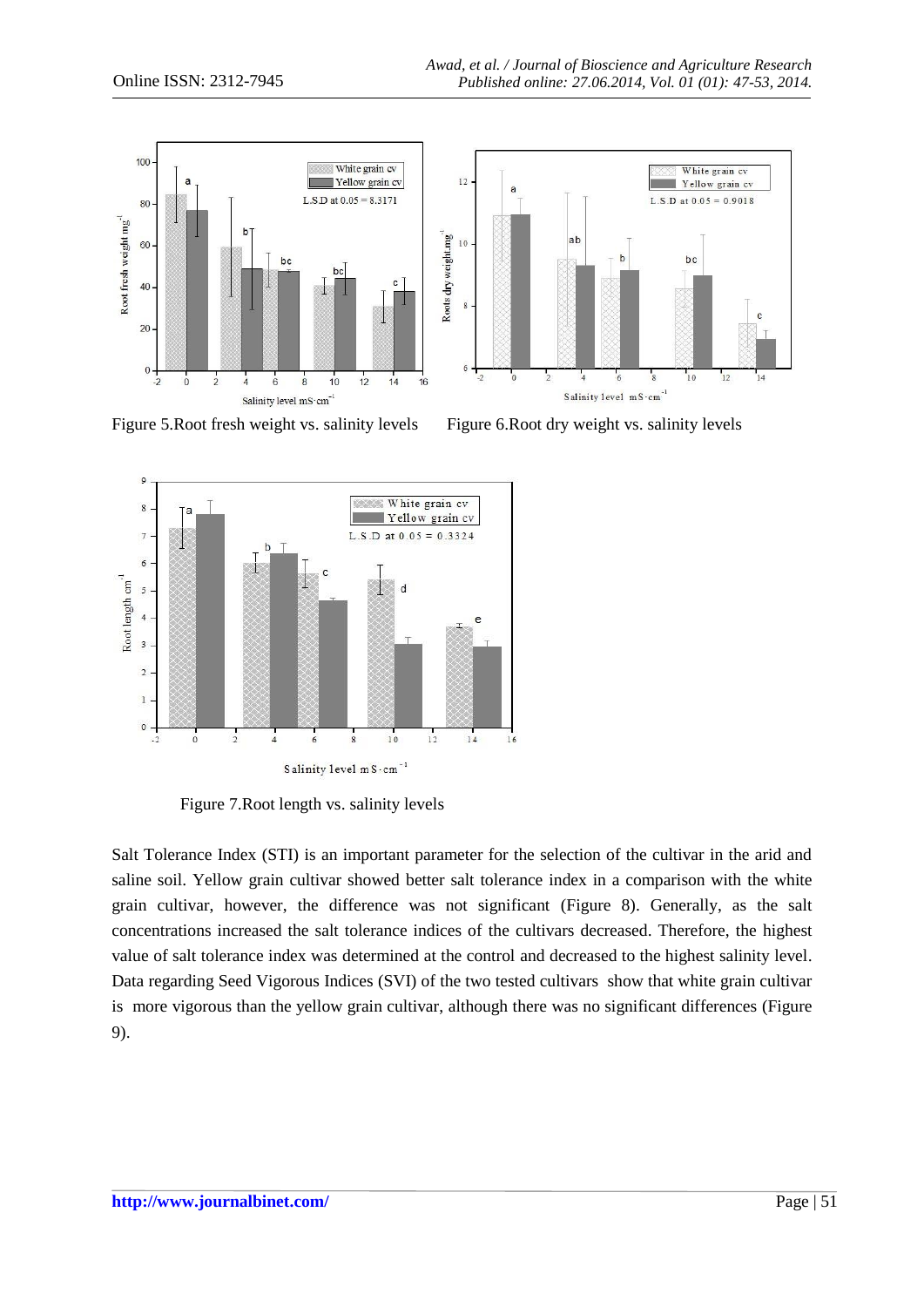Figure 5.Root fresh weight vs. salinity levels

Figure 6.Root dry weight vs. salinity levels

Figure 7.Root length vs. salinity levels

Salt Tolerance Index (STI) is an important parameter for the selection of the cultivar in the arid and saline soil. Yellow grain cultivar showed better salt tolerance index in a comparison with the white grain cultivar, however, the difference was not significant (Figure 8). Generally, as the salt concentrations increased the salt tolerance indices of the cultivars decreased. Therefore, the highest value of salt tolerance index was determined at the control and decreased to the highest salinity level. Data regarding Seed Vigorous Indices (SVI) of the two tested cultivars show that white grain cultivar is more vigorous than the yellow grain cultivar, although there was no significant differences (Figure 9).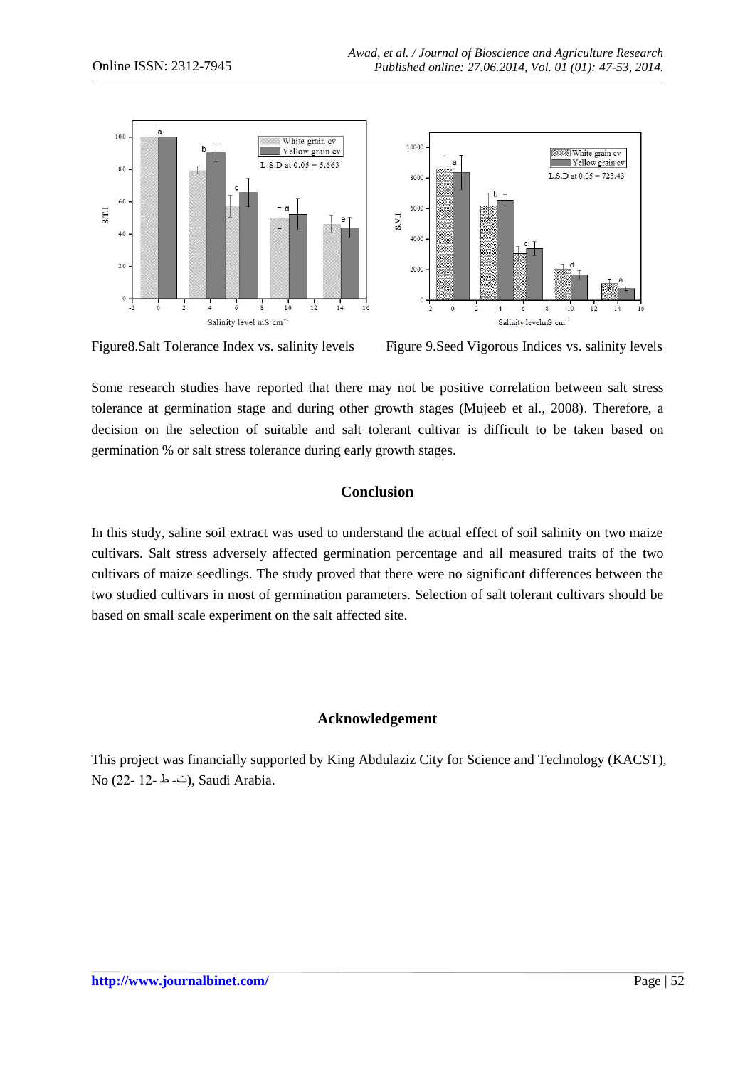Figure8.Salt Tolerance Index vs. salinity levels

Figure 9.Seed Vigorous Indices vs. salinity levels

Some research studies have reported that there may not be positive correlation between salt stress tolerance at germination stage and during other growth stages (Mujeeb et al., 2008). Therefore, a decision on the selection of suitable and salt tolerant cultivar is difficult to be taken based on germination % or salt stress tolerance during early growth stages.

## Conclusion

In this study, saline soil extract was used to understand the actual effect of soil salinity on two maize cultivars. Salt stress adversely affected germination percentage and all measured traits of the two cultivars of maize seedlings. The study proved that there were no significant differences between the two studied cultivars in most of germination parameters. Selection of salt tolerant cultivars should be based on small scale experiment on the salt affected site.

## Acknowledgement

This project was financially supported by King Abdulaziz City for Science and Technology (KACST), No (22- 12- ط -ت), Saudi Arabia.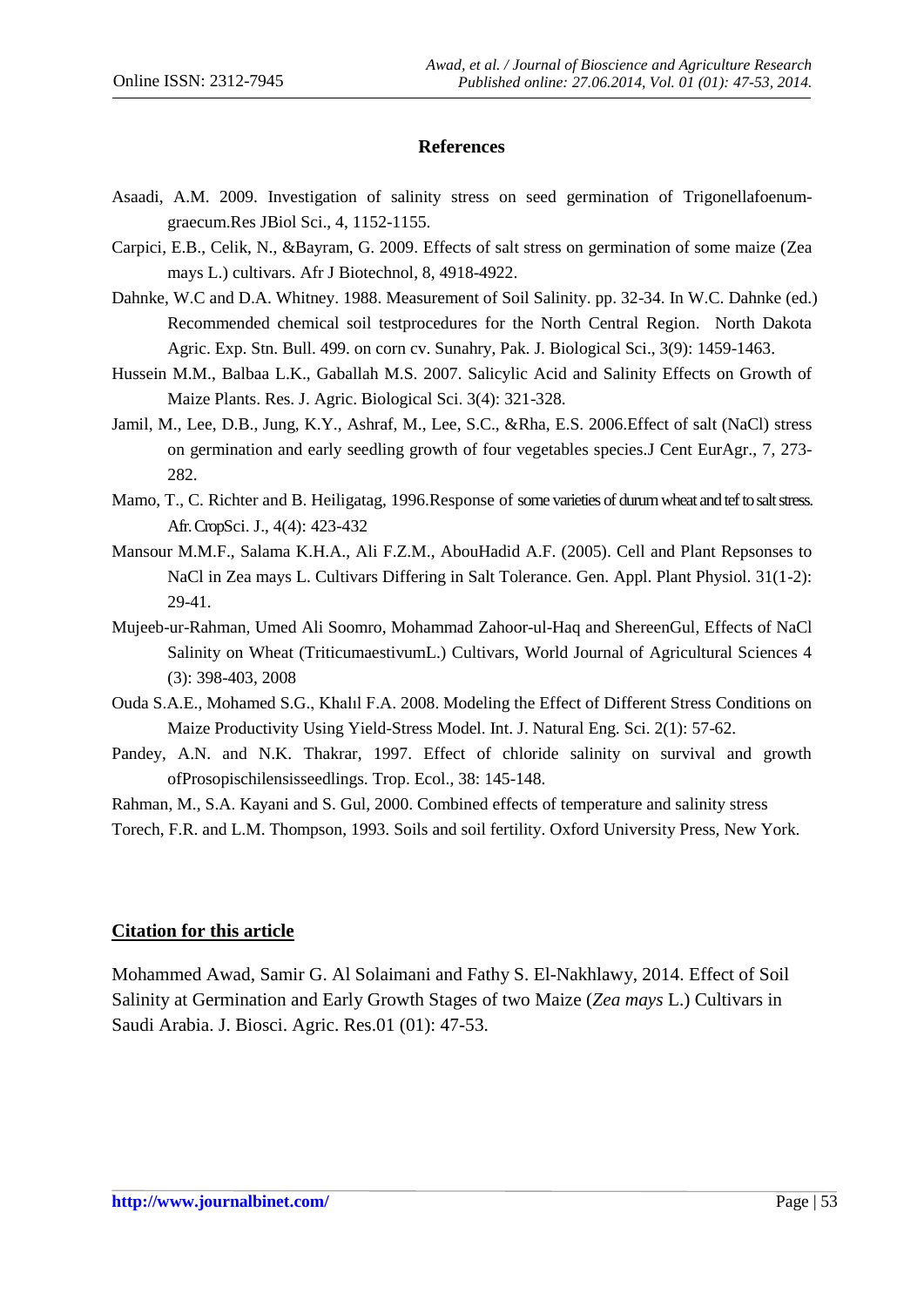## References

Asaadi, A.M. 2009. Investigation of salinity stress on seed germination of Trigonellafoenum-graecum.Res JBiol Sci., 4, 1152-1155.

Carpici, E.B., Celik, N., &Bayram, G. 2009. Effects of salt stress on germination of some maize (Zea mays L.) cultivars. Afr J Biotechnol, 8, 4918-4922.

Dahnke, W.C and D.A. Whitney. 1988. Measurement of Soil Salinity. pp. 32-34. In W.C. Dahnke (ed.) Recommended chemical soil testprocedures for the North Central Region. North Dakota Agric. Exp. Stn. Bull. 499. on corn cv. Sunahry, Pak. J. Biological Sci., 3(9): 1459-1463.

Hussein M.M., Balbaa L.K., Gaballah M.S. 2007. Salicylic Acid and Salinity Effects on Growth of Maize Plants. Res. J. Agric. Biological Sci. 3(4): 321-328.

Jamil, M., Lee, D.B., Jung, K.Y., Ashraf, M., Lee, S.C., &Rha, E.S. 2006.Effect of salt (NaCl) stress on germination and early seedling growth of four vegetables species.J Cent EurAgr., 7, 273-282.

Mamo, T., C. Richter and B. Heiligatag, 1996.Response of some varieties of durum wheat and tef to salt stress. Afr. CropSci. J., 4(4): 423-432

Mansour M.M.F., Salama K.H.A., Ali F.Z.M., AbouHadid A.F. (2005). Cell and Plant Repsonses to NaCl in Zea mays L. Cultivars Differing in Salt Tolerance. Gen. Appl. Plant Physiol. 31(1-2): 29-41.

Mujeeb-ur-Rahman, Umed Ali Soomro, Mohammad Zahoor-ul-Haq and ShereenGul, Effects of NaCl Salinity on Wheat (TriticumaestivumL.) Cultivars, World Journal of Agricultural Sciences 4 (3): 398-403, 2008

Ouda S.A.E., Mohamed S.G., Khalıl F.A. 2008. Modeling the Effect of Different Stress Conditions on Maize Productivity Using Yield-Stress Model. Int. J. Natural Eng. Sci. 2(1): 57-62.

Pandey, A.N. and N.K. Thakrar, 1997. Effect of chloride salinity on survival and growth ofProsopischilensisseedlings. Trop. Ecol., 38: 145-148.

Rahman, M., S.A. Kayani and S. Gul, 2000. Combined effects of temperature and salinity stress

Torech, F.R. and L.M. Thompson, 1993. Soils and soil fertility. Oxford University Press, New York.

## Citation for this article

Mohammed Awad, Samir G. Al Solaimani and Fathy S. El-Nakhlawy, 2014. Effect of Soil Salinity at Germination and Early Growth Stages of two Maize (*Zea mays* L.) Cultivars in Saudi Arabia. J. Biosci. Agric. Res.01 (01): 47-53.